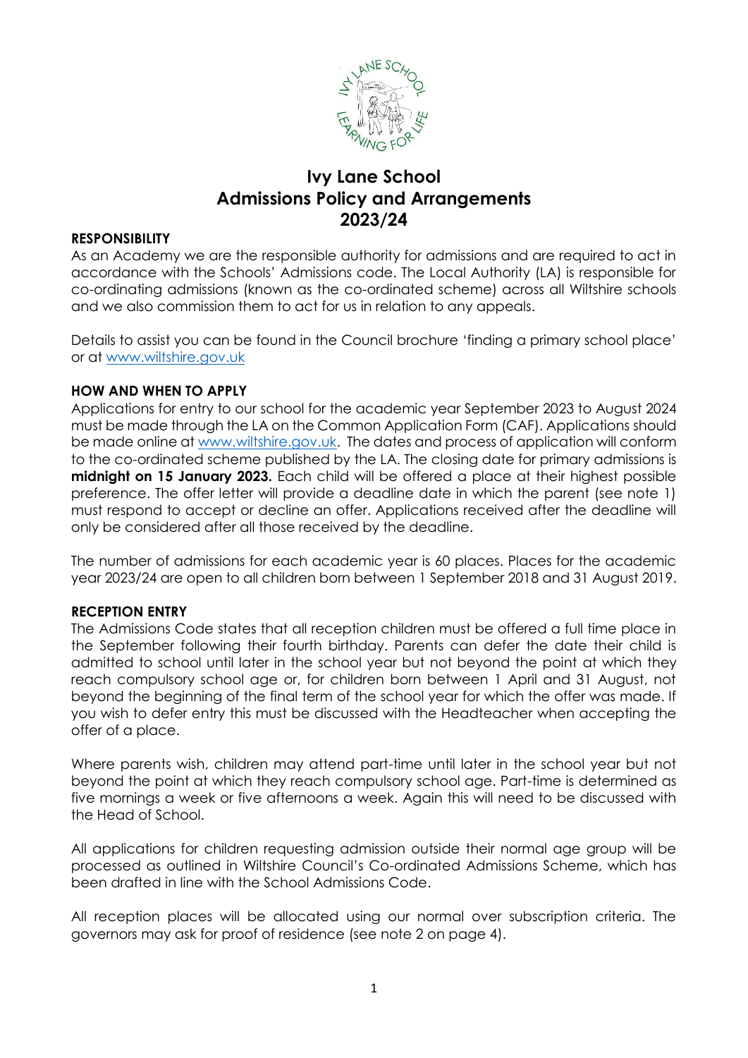# Ivy Lane School
# Admissions Policy and Arrangements
# 2023/24

**RESPONSIBILITY**

As an Academy we are the responsible authority for admissions and are required to act in accordance with the Schools' Admissions code. The Local Authority (LA) is responsible for co-ordinating admissions (known as the co-ordinated scheme) across all Wiltshire schools and we also commission them to act for us in relation to any appeals.

Details to assist you can be found in the Council brochure 'finding a primary school place' or at www.wiltshire.gov.uk

**HOW AND WHEN TO APPLY**

Applications for entry to our school for the academic year September 2023 to August 2024 must be made through the LA on the Common Application Form (CAF). Applications should be made online at www.wiltshire.gov.uk. The dates and process of application will conform to the co-ordinated scheme published by the LA. The closing date for primary admissions is **midnight on 15 January 2023.** Each child will be offered a place at their highest possible preference. The offer letter will provide a deadline date in which the parent (see note 1) must respond to accept or decline an offer. Applications received after the deadline will only be considered after all those received by the deadline.

The number of admissions for each academic year is 60 places. Places for the academic year 2023/24 are open to all children born between 1 September 2018 and 31 August 2019.

**RECEPTION ENTRY**

The Admissions Code states that all reception children must be offered a full time place in the September following their fourth birthday. Parents can defer the date their child is admitted to school until later in the school year but not beyond the point at which they reach compulsory school age or, for children born between 1 April and 31 August, not beyond the beginning of the final term of the school year for which the offer was made. If you wish to defer entry this must be discussed with the Headteacher when accepting the offer of a place.

Where parents wish, children may attend part-time until later in the school year but not beyond the point at which they reach compulsory school age. Part-time is determined as five mornings a week or five afternoons a week. Again this will need to be discussed with the Head of School.

All applications for children requesting admission outside their normal age group will be processed as outlined in Wiltshire Council's Co-ordinated Admissions Scheme, which has been drafted in line with the School Admissions Code.

All reception places will be allocated using our normal over subscription criteria. The governors may ask for proof of residence (see note 2 on page 4).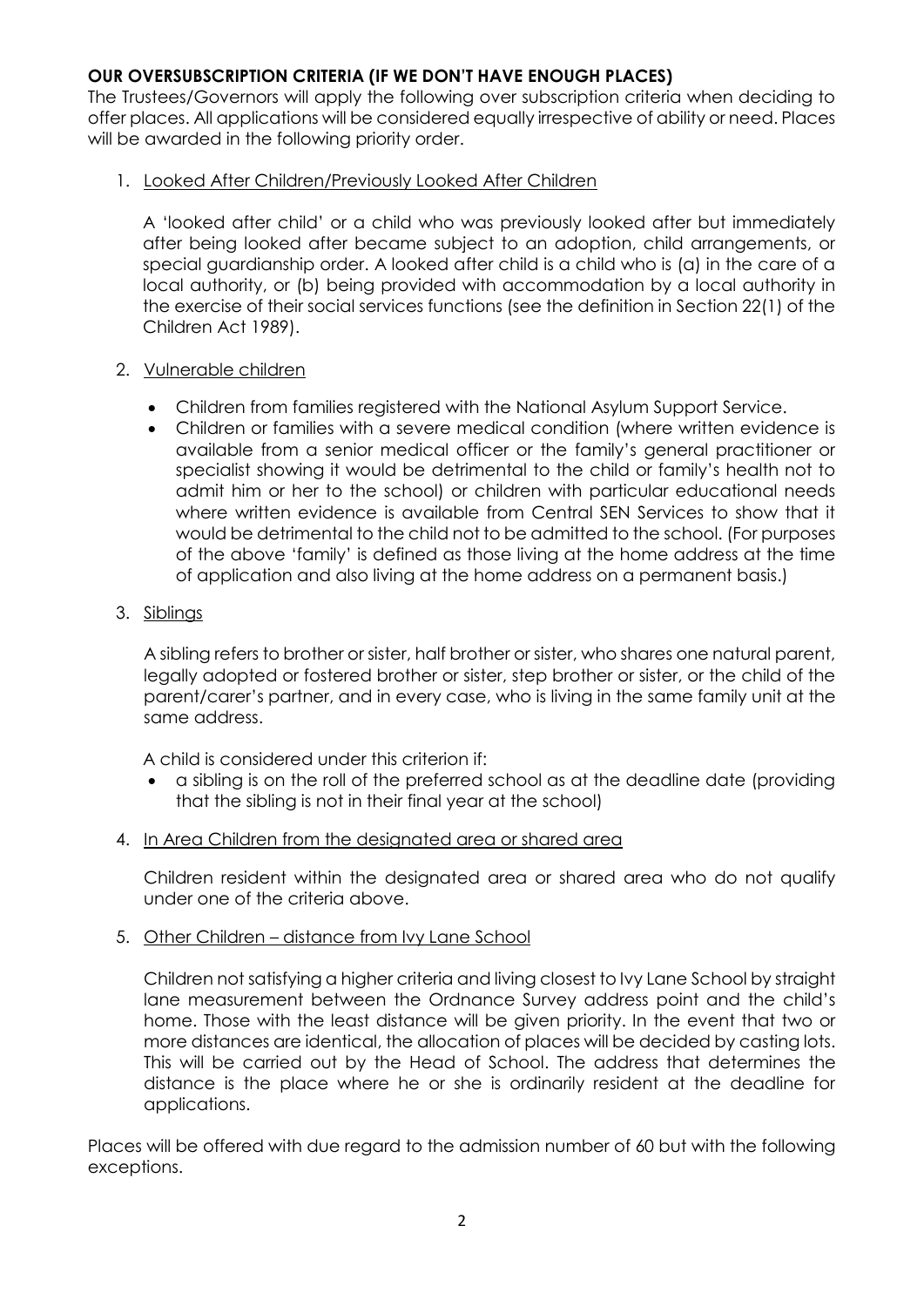**OUR OVERSUBSCRIPTION CRITERIA (IF WE DON'T HAVE ENOUGH PLACES)**

The Trustees/Governors will apply the following over subscription criteria when deciding to offer places. All applications will be considered equally irrespective of ability or need. Places will be awarded in the following priority order.

1. Looked After Children/Previously Looked After Children

   A 'looked after child' or a child who was previously looked after but immediately after being looked after became subject to an adoption, child arrangements, or special guardianship order. A looked after child is a child who is (a) in the care of a local authority, or (b) being provided with accommodation by a local authority in the exercise of their social services functions (see the definition in Section 22(1) of the Children Act 1989).

2. Vulnerable children

   - Children from families registered with the National Asylum Support Service.
   - Children or families with a severe medical condition (where written evidence is available from a senior medical officer or the family's general practitioner or specialist showing it would be detrimental to the child or family's health not to admit him or her to the school) or children with particular educational needs where written evidence is available from Central SEN Services to show that it would be detrimental to the child not to be admitted to the school. (For purposes of the above 'family' is defined as those living at the home address at the time of application and also living at the home address on a permanent basis.)

3. Siblings

   A sibling refers to brother or sister, half brother or sister, who shares one natural parent, legally adopted or fostered brother or sister, step brother or sister, or the child of the parent/carer's partner, and in every case, who is living in the same family unit at the same address.

   A child is considered under this criterion if:

   - a sibling is on the roll of the preferred school as at the deadline date (providing that the sibling is not in their final year at the school)

4. In Area Children from the designated area or shared area

   Children resident within the designated area or shared area who do not qualify under one of the criteria above.

5. Other Children – distance from Ivy Lane School

   Children not satisfying a higher criteria and living closest to Ivy Lane School by straight lane measurement between the Ordnance Survey address point and the child's home. Those with the least distance will be given priority. In the event that two or more distances are identical, the allocation of places will be decided by casting lots. This will be carried out by the Head of School. The address that determines the distance is the place where he or she is ordinarily resident at the deadline for applications.

Places will be offered with due regard to the admission number of 60 but with the following exceptions.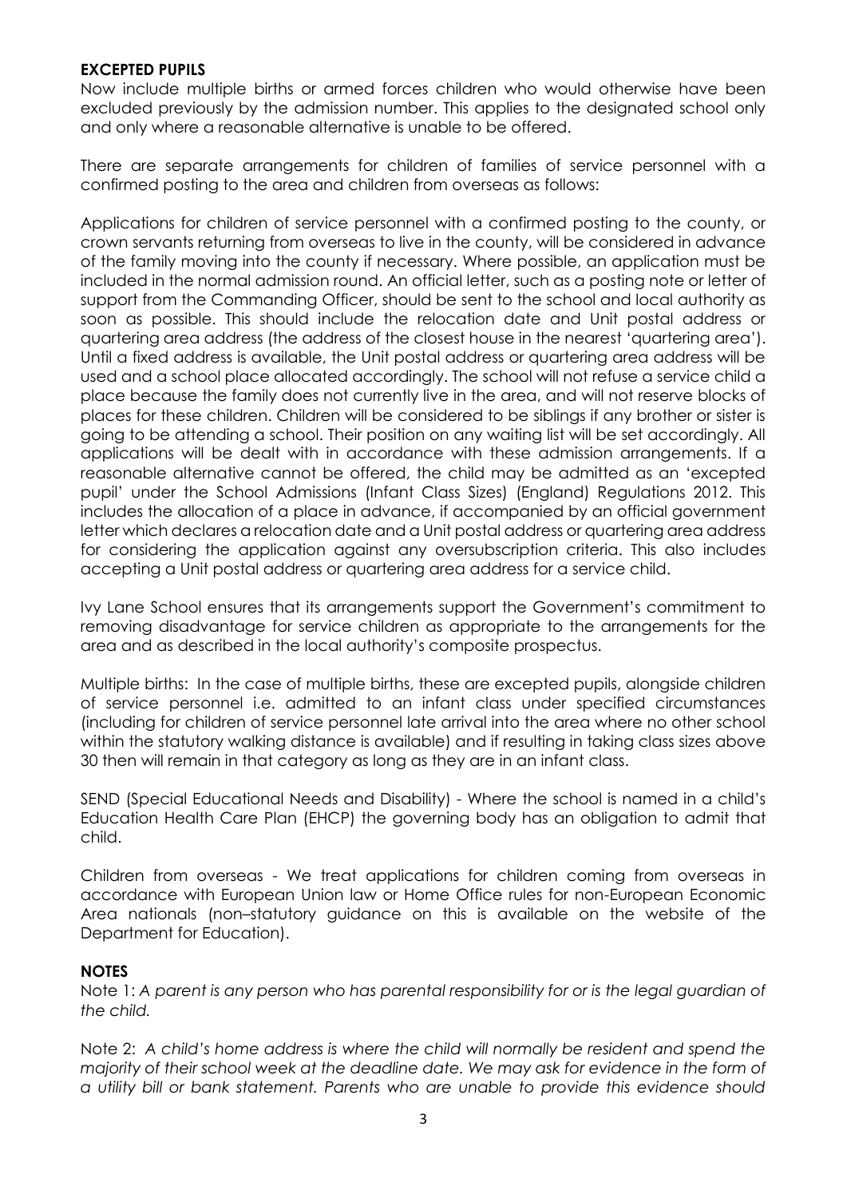### **EXCEPTED PUPILS**

Now include multiple births or armed forces children who would otherwise have been excluded previously by the admission number. This applies to the designated school only and only where a reasonable alternative is unable to be offered.

There are separate arrangements for children of families of service personnel with a confirmed posting to the area and children from overseas as follows:

Applications for children of service personnel with a confirmed posting to the county, or crown servants returning from overseas to live in the county, will be considered in advance of the family moving into the county if necessary. Where possible, an application must be included in the normal admission round. An official letter, such as a posting note or letter of support from the Commanding Officer, should be sent to the school and local authority as soon as possible. This should include the relocation date and Unit postal address or quartering area address (the address of the closest house in the nearest 'quartering area'). Until a fixed address is available, the Unit postal address or quartering area address will be used and a school place allocated accordingly. The school will not refuse a service child a place because the family does not currently live in the area, and will not reserve blocks of places for these children. Children will be considered to be siblings if any brother or sister is going to be attending a school. Their position on any waiting list will be set accordingly. All applications will be dealt with in accordance with these admission arrangements. If a reasonable alternative cannot be offered, the child may be admitted as an 'excepted pupil' under the School Admissions (Infant Class Sizes) (England) Regulations 2012. This includes the allocation of a place in advance, if accompanied by an official government letter which declares a relocation date and a Unit postal address or quartering area address for considering the application against any oversubscription criteria. This also includes accepting a Unit postal address or quartering area address for a service child.

Ivy Lane School ensures that its arrangements support the Government's commitment to removing disadvantage for service children as appropriate to the arrangements for the area and as described in the local authority's composite prospectus.

Multiple births: In the case of multiple births, these are excepted pupils, alongside children of service personnel i.e. admitted to an infant class under specified circumstances (including for children of service personnel late arrival into the area where no other school within the statutory walking distance is available) and if resulting in taking class sizes above 30 then will remain in that category as long as they are in an infant class.

SEND (Special Educational Needs and Disability) - Where the school is named in a child's Education Health Care Plan (EHCP) the governing body has an obligation to admit that child.

Children from overseas - We treat applications for children coming from overseas in accordance with European Union law or Home Office rules for non-European Economic Area nationals (non–statutory guidance on this is available on the website of the Department for Education).

### **NOTES**

Note 1: *A parent is any person who has parental responsibility for or is the legal guardian of the child.*

Note 2: *A child's home address is where the child will normally be resident and spend the majority of their school week at the deadline date. We may ask for evidence in the form of a utility bill or bank statement. Parents who are unable to provide this evidence should*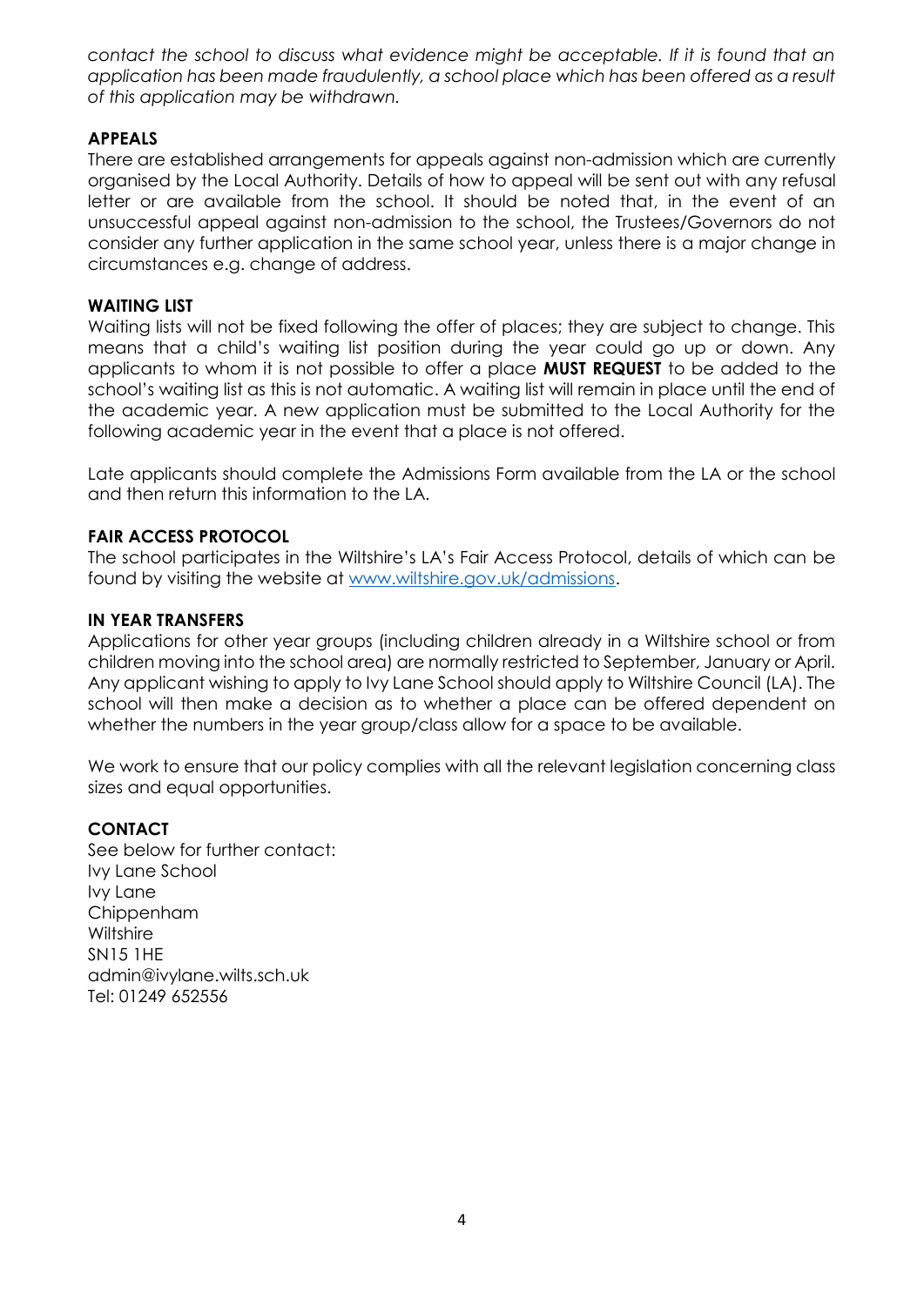*contact the school to discuss what evidence might be acceptable. If it is found that an application has been made fraudulently, a school place which has been offered as a result of this application may be withdrawn.*

## APPEALS

There are established arrangements for appeals against non-admission which are currently organised by the Local Authority. Details of how to appeal will be sent out with any refusal letter or are available from the school. It should be noted that, in the event of an unsuccessful appeal against non-admission to the school, the Trustees/Governors do not consider any further application in the same school year, unless there is a major change in circumstances e.g. change of address.

## WAITING LIST

Waiting lists will not be fixed following the offer of places; they are subject to change. This means that a child's waiting list position during the year could go up or down. Any applicants to whom it is not possible to offer a place **MUST REQUEST** to be added to the school's waiting list as this is not automatic. A waiting list will remain in place until the end of the academic year. A new application must be submitted to the Local Authority for the following academic year in the event that a place is not offered.

Late applicants should complete the Admissions Form available from the LA or the school and then return this information to the LA.

## FAIR ACCESS PROTOCOL

The school participates in the Wiltshire's LA's Fair Access Protocol, details of which can be found by visiting the website at [www.wiltshire.gov.uk/admissions](www.wiltshire.gov.uk/admissions).

## IN YEAR TRANSFERS

Applications for other year groups (including children already in a Wiltshire school or from children moving into the school area) are normally restricted to September, January or April. Any applicant wishing to apply to Ivy Lane School should apply to Wiltshire Council (LA). The school will then make a decision as to whether a place can be offered dependent on whether the numbers in the year group/class allow for a space to be available.

We work to ensure that our policy complies with all the relevant legislation concerning class sizes and equal opportunities.

## CONTACT

See below for further contact:
Ivy Lane School
Ivy Lane
Chippenham
Wiltshire
SN15 1HE
admin@ivylane.wilts.sch.uk
Tel: 01249 652556